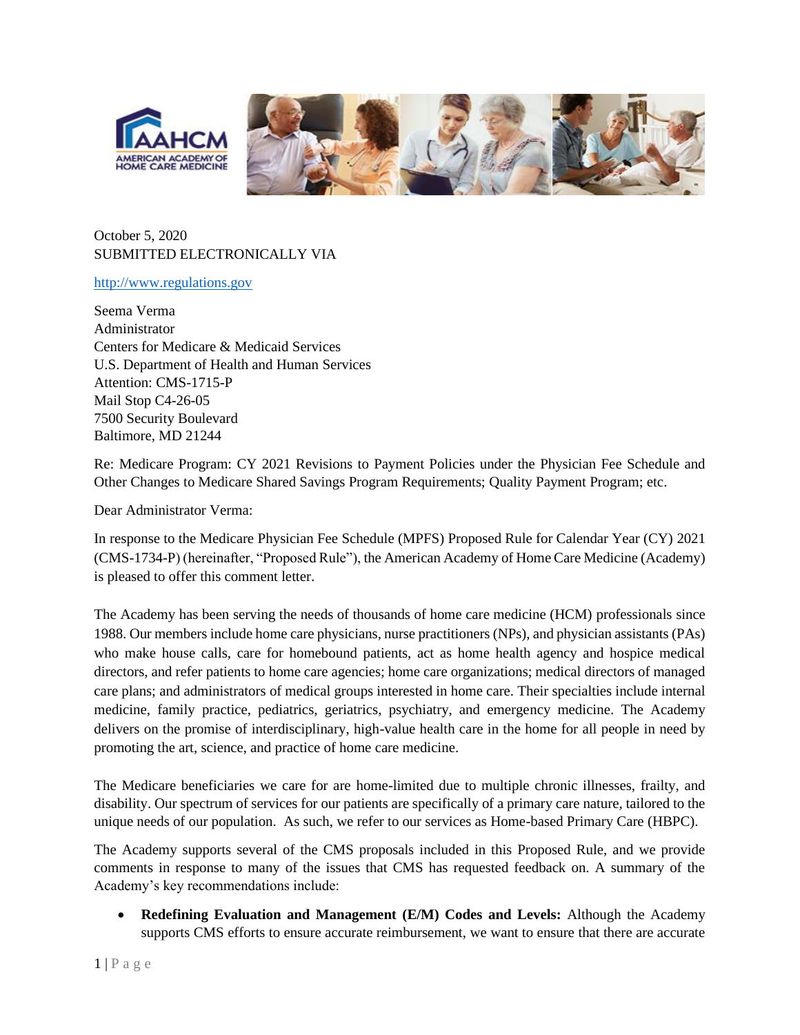October 5, 2020
SUBMITTED ELECTRONICALLY VIA

http://www.regulations.gov

Seema Verma
Administrator
Centers for Medicare & Medicaid Services
U.S. Department of Health and Human Services
Attention: CMS-1715-P
Mail Stop C4-26-05
7500 Security Boulevard
Baltimore, MD 21244

Re: Medicare Program: CY 2021 Revisions to Payment Policies under the Physician Fee Schedule and Other Changes to Medicare Shared Savings Program Requirements; Quality Payment Program; etc.

Dear Administrator Verma:

In response to the Medicare Physician Fee Schedule (MPFS) Proposed Rule for Calendar Year (CY) 2021 (CMS-1734-P) (hereinafter, "Proposed Rule"), the American Academy of Home Care Medicine (Academy) is pleased to offer this comment letter.

The Academy has been serving the needs of thousands of home care medicine (HCM) professionals since 1988. Our members include home care physicians, nurse practitioners (NPs), and physician assistants (PAs) who make house calls, care for homebound patients, act as home health agency and hospice medical directors, and refer patients to home care agencies; home care organizations; medical directors of managed care plans; and administrators of medical groups interested in home care. Their specialties include internal medicine, family practice, pediatrics, geriatrics, psychiatry, and emergency medicine. The Academy delivers on the promise of interdisciplinary, high-value health care in the home for all people in need by promoting the art, science, and practice of home care medicine.

The Medicare beneficiaries we care for are home-limited due to multiple chronic illnesses, frailty, and disability. Our spectrum of services for our patients are specifically of a primary care nature, tailored to the unique needs of our population. As such, we refer to our services as Home-based Primary Care (HBPC).

The Academy supports several of the CMS proposals included in this Proposed Rule, and we provide comments in response to many of the issues that CMS has requested feedback on. A summary of the Academy's key recommendations include:

- **Redefining Evaluation and Management (E/M) Codes and Levels:** Although the Academy supports CMS efforts to ensure accurate reimbursement, we want to ensure that there are accurate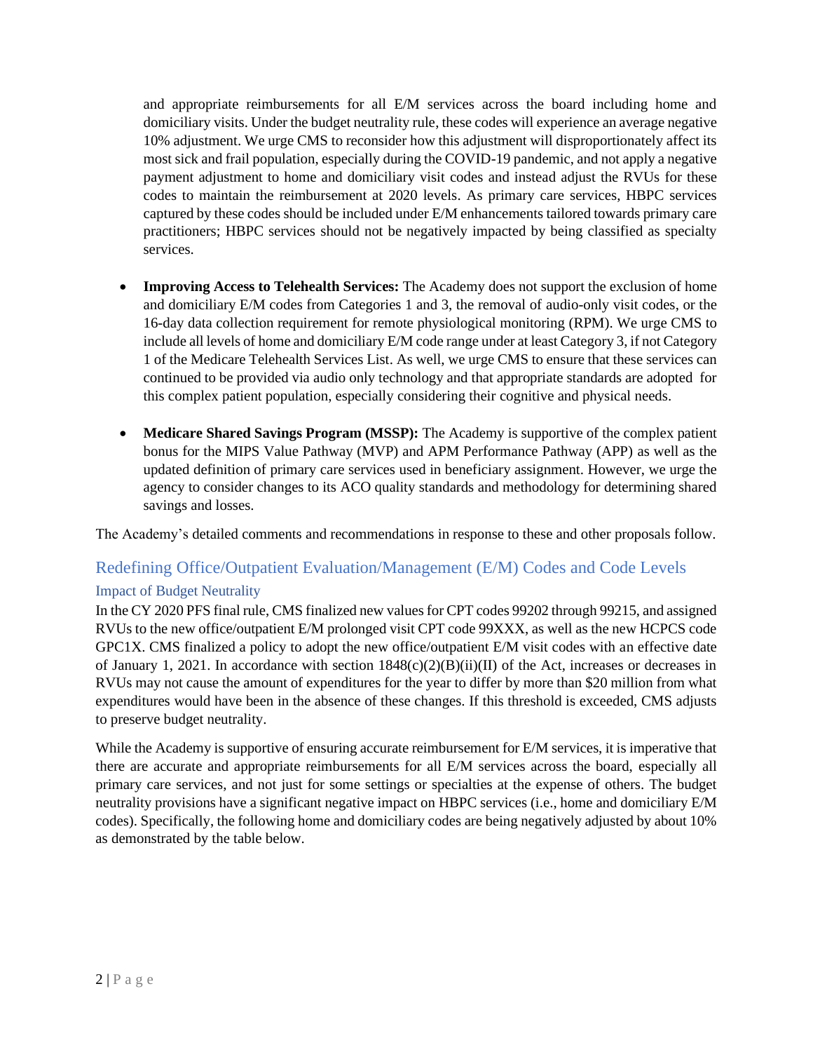and appropriate reimbursements for all E/M services across the board including home and domiciliary visits. Under the budget neutrality rule, these codes will experience an average negative 10% adjustment. We urge CMS to reconsider how this adjustment will disproportionately affect its most sick and frail population, especially during the COVID-19 pandemic, and not apply a negative payment adjustment to home and domiciliary visit codes and instead adjust the RVUs for these codes to maintain the reimbursement at 2020 levels. As primary care services, HBPC services captured by these codes should be included under E/M enhancements tailored towards primary care practitioners; HBPC services should not be negatively impacted by being classified as specialty services.

- **Improving Access to Telehealth Services:** The Academy does not support the exclusion of home and domiciliary E/M codes from Categories 1 and 3, the removal of audio-only visit codes, or the 16-day data collection requirement for remote physiological monitoring (RPM). We urge CMS to include all levels of home and domiciliary E/M code range under at least Category 3, if not Category 1 of the Medicare Telehealth Services List. As well, we urge CMS to ensure that these services can continued to be provided via audio only technology and that appropriate standards are adopted for this complex patient population, especially considering their cognitive and physical needs.

- **Medicare Shared Savings Program (MSSP):** The Academy is supportive of the complex patient bonus for the MIPS Value Pathway (MVP) and APM Performance Pathway (APP) as well as the updated definition of primary care services used in beneficiary assignment. However, we urge the agency to consider changes to its ACO quality standards and methodology for determining shared savings and losses.

The Academy's detailed comments and recommendations in response to these and other proposals follow.

## Redefining Office/Outpatient Evaluation/Management (E/M) Codes and Code Levels

### Impact of Budget Neutrality

In the CY 2020 PFS final rule, CMS finalized new values for CPT codes 99202 through 99215, and assigned RVUs to the new office/outpatient E/M prolonged visit CPT code 99XXX, as well as the new HCPCS code GPC1X. CMS finalized a policy to adopt the new office/outpatient E/M visit codes with an effective date of January 1, 2021. In accordance with section 1848(c)(2)(B)(ii)(II) of the Act, increases or decreases in RVUs may not cause the amount of expenditures for the year to differ by more than $20 million from what expenditures would have been in the absence of these changes. If this threshold is exceeded, CMS adjusts to preserve budget neutrality.

While the Academy is supportive of ensuring accurate reimbursement for E/M services, it is imperative that there are accurate and appropriate reimbursements for all E/M services across the board, especially all primary care services, and not just for some settings or specialties at the expense of others. The budget neutrality provisions have a significant negative impact on HBPC services (i.e., home and domiciliary E/M codes). Specifically, the following home and domiciliary codes are being negatively adjusted by about 10% as demonstrated by the table below.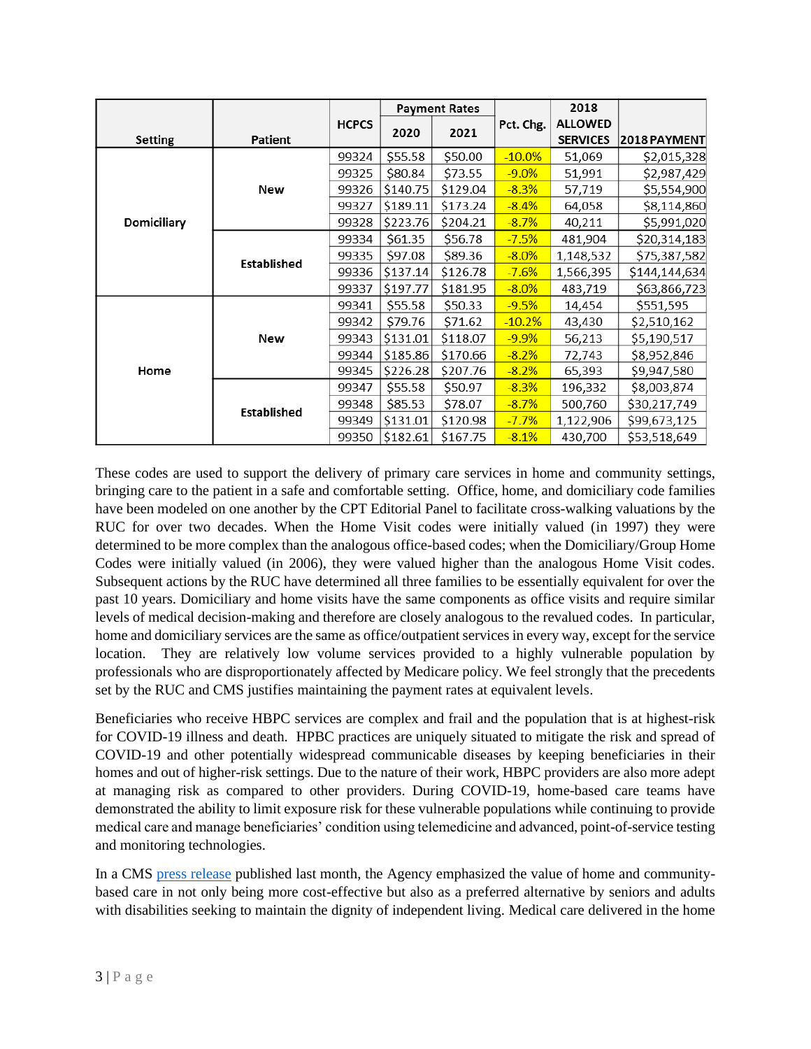| Setting | Patient | HCPCS | Payment Rates | | Pct. Chg. | 2018 ALLOWED SERVICES | 2018 PAYMENT |
|---|---|---|---|---|---|---|---|
| | | | 2020 | 2021 | | | |
| Domiciliary | New | 99324 | $55.58 | $50.00 | -10.0% | 51,069 | $2,015,328 |
| | | 99325 | $80.84 | $73.55 | -9.0% | 51,991 | $2,987,429 |
| | | 99326 | $140.75 | $129.04 | -8.3% | 57,719 | $5,554,900 |
| | | 99327 | $189.11 | $173.24 | -8.4% | 64,058 | $8,114,860 |
| | | 99328 | $223.76 | $204.21 | -8.7% | 40,211 | $5,991,020 |
| | Established | 99334 | $61.35 | $56.78 | -7.5% | 481,904 | $20,314,183 |
| | | 99335 | $97.08 | $89.36 | -8.0% | 1,148,532 | $75,387,582 |
| | | 99336 | $137.14 | $126.78 | -7.6% | 1,566,395 | $144,144,634 |
| | | 99337 | $197.77 | $181.95 | -8.0% | 483,719 | $63,866,723 |
| Home | New | 99341 | $55.58 | $50.33 | -9.5% | 14,454 | $551,595 |
| | | 99342 | $79.76 | $71.62 | -10.2% | 43,430 | $2,510,162 |
| | | 99343 | $131.01 | $118.07 | -9.9% | 56,213 | $5,190,517 |
| | | 99344 | $185.86 | $170.66 | -8.2% | 72,743 | $8,952,846 |
| | | 99345 | $226.28 | $207.76 | -8.2% | 65,393 | $9,947,580 |
| | Established | 99347 | $55.58 | $50.97 | -8.3% | 196,332 | $8,003,874 |
| | | 99348 | $85.53 | $78.07 | -8.7% | 500,760 | $30,217,749 |
| | | 99349 | $131.01 | $120.98 | -7.7% | 1,122,906 | $99,673,125 |
| | | 99350 | $182.61 | $167.75 | -8.1% | 430,700 | $53,518,649 |

These codes are used to support the delivery of primary care services in home and community settings, bringing care to the patient in a safe and comfortable setting. Office, home, and domiciliary code families have been modeled on one another by the CPT Editorial Panel to facilitate cross-walking valuations by the RUC for over two decades. When the Home Visit codes were initially valued (in 1997) they were determined to be more complex than the analogous office-based codes; when the Domiciliary/Group Home Codes were initially valued (in 2006), they were valued higher than the analogous Home Visit codes. Subsequent actions by the RUC have determined all three families to be essentially equivalent for over the past 10 years. Domiciliary and home visits have the same components as office visits and require similar levels of medical decision-making and therefore are closely analogous to the revalued codes. In particular, home and domiciliary services are the same as office/outpatient services in every way, except for the service location. They are relatively low volume services provided to a highly vulnerable population by professionals who are disproportionately affected by Medicare policy. We feel strongly that the precedents set by the RUC and CMS justifies maintaining the payment rates at equivalent levels.

Beneficiaries who receive HBPC services are complex and frail and the population that is at highest-risk for COVID-19 illness and death. HPBC practices are uniquely situated to mitigate the risk and spread of COVID-19 and other potentially widespread communicable diseases by keeping beneficiaries in their homes and out of higher-risk settings. Due to the nature of their work, HBPC providers are also more adept at managing risk as compared to other providers. During COVID-19, home-based care teams have demonstrated the ability to limit exposure risk for these vulnerable populations while continuing to provide medical care and manage beneficiaries' condition using telemedicine and advanced, point-of-service testing and monitoring technologies.

In a CMS press release published last month, the Agency emphasized the value of home and community-based care in not only being more cost-effective but also as a preferred alternative by seniors and adults with disabilities seeking to maintain the dignity of independent living. Medical care delivered in the home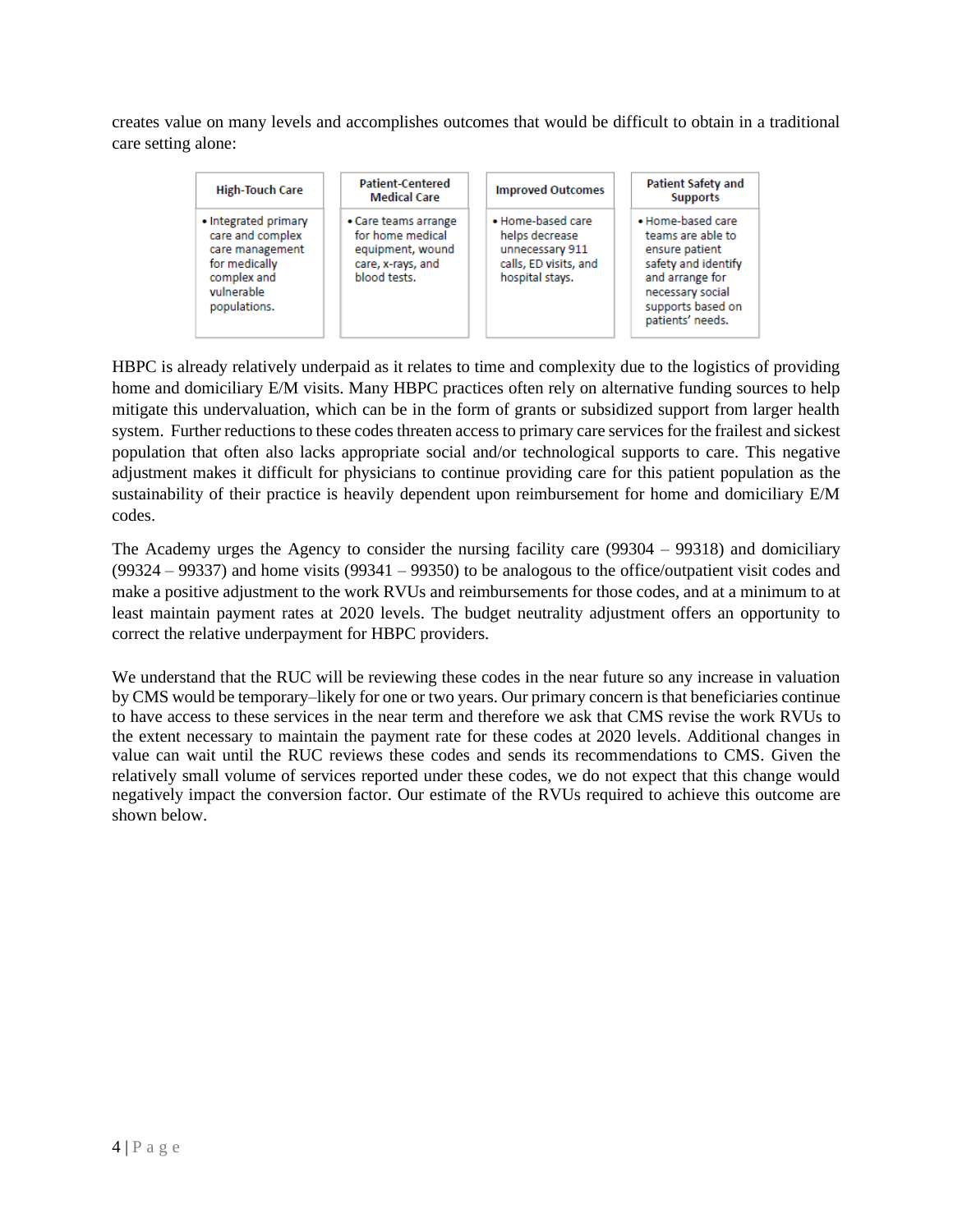creates value on many levels and accomplishes outcomes that would be difficult to obtain in a traditional care setting alone:

| High-Touch Care | Patient-Centered Medical Care | Improved Outcomes | Patient Safety and Supports |
|---|---|---|---|
| • Integrated primary care and complex care management for medically complex and vulnerable populations. | • Care teams arrange for home medical equipment, wound care, x-rays, and blood tests. | • Home-based care helps decrease unnecessary 911 calls, ED visits, and hospital stays. | • Home-based care teams are able to ensure patient safety and identify and arrange for necessary social supports based on patients' needs. |

HBPC is already relatively underpaid as it relates to time and complexity due to the logistics of providing home and domiciliary E/M visits. Many HBPC practices often rely on alternative funding sources to help mitigate this undervaluation, which can be in the form of grants or subsidized support from larger health system. Further reductions to these codes threaten access to primary care services for the frailest and sickest population that often also lacks appropriate social and/or technological supports to care. This negative adjustment makes it difficult for physicians to continue providing care for this patient population as the sustainability of their practice is heavily dependent upon reimbursement for home and domiciliary E/M codes.

The Academy urges the Agency to consider the nursing facility care (99304 – 99318) and domiciliary (99324 – 99337) and home visits (99341 – 99350) to be analogous to the office/outpatient visit codes and make a positive adjustment to the work RVUs and reimbursements for those codes, and at a minimum to at least maintain payment rates at 2020 levels. The budget neutrality adjustment offers an opportunity to correct the relative underpayment for HBPC providers.

We understand that the RUC will be reviewing these codes in the near future so any increase in valuation by CMS would be temporary–likely for one or two years. Our primary concern is that beneficiaries continue to have access to these services in the near term and therefore we ask that CMS revise the work RVUs to the extent necessary to maintain the payment rate for these codes at 2020 levels. Additional changes in value can wait until the RUC reviews these codes and sends its recommendations to CMS. Given the relatively small volume of services reported under these codes, we do not expect that this change would negatively impact the conversion factor. Our estimate of the RVUs required to achieve this outcome are shown below.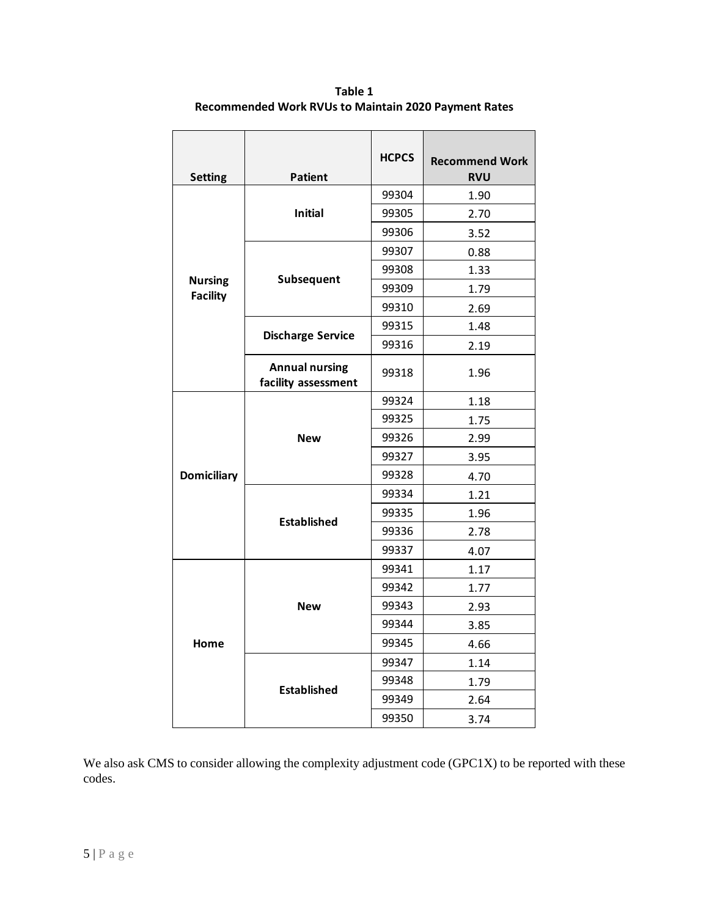**Table 1**
**Recommended Work RVUs to Maintain 2020 Payment Rates**

| Setting | Patient | HCPCS | Recommend Work RVU |
|---|---|---|---|
| Nursing Facility | Initial | 99304 | 1.90 |
| | | 99305 | 2.70 |
| | | 99306 | 3.52 |
| | Subsequent | 99307 | 0.88 |
| | | 99308 | 1.33 |
| | | 99309 | 1.79 |
| | | 99310 | 2.69 |
| | Discharge Service | 99315 | 1.48 |
| | | 99316 | 2.19 |
| | Annual nursing facility assessment | 99318 | 1.96 |
| Domiciliary | New | 99324 | 1.18 |
| | | 99325 | 1.75 |
| | | 99326 | 2.99 |
| | | 99327 | 3.95 |
| | | 99328 | 4.70 |
| | Established | 99334 | 1.21 |
| | | 99335 | 1.96 |
| | | 99336 | 2.78 |
| | | 99337 | 4.07 |
| Home | New | 99341 | 1.17 |
| | | 99342 | 1.77 |
| | | 99343 | 2.93 |
| | | 99344 | 3.85 |
| | | 99345 | 4.66 |
| | Established | 99347 | 1.14 |
| | | 99348 | 1.79 |
| | | 99349 | 2.64 |
| | | 99350 | 3.74 |

We also ask CMS to consider allowing the complexity adjustment code (GPC1X) to be reported with these codes.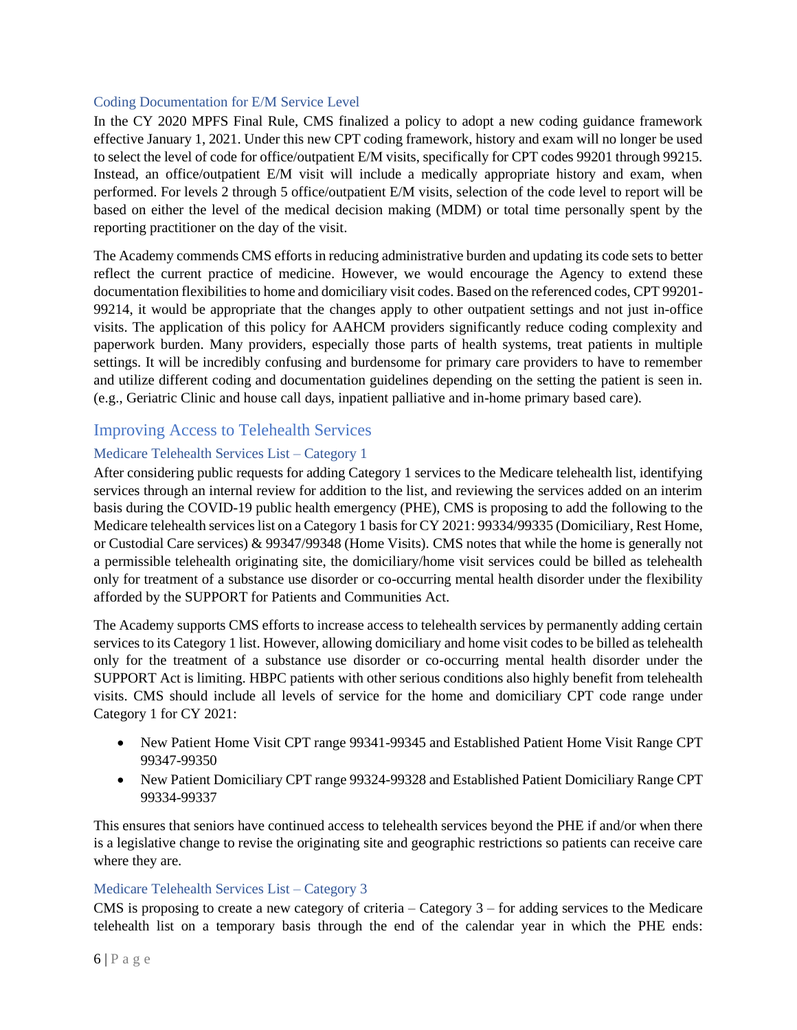### Coding Documentation for E/M Service Level

In the CY 2020 MPFS Final Rule, CMS finalized a policy to adopt a new coding guidance framework effective January 1, 2021. Under this new CPT coding framework, history and exam will no longer be used to select the level of code for office/outpatient E/M visits, specifically for CPT codes 99201 through 99215. Instead, an office/outpatient E/M visit will include a medically appropriate history and exam, when performed. For levels 2 through 5 office/outpatient E/M visits, selection of the code level to report will be based on either the level of the medical decision making (MDM) or total time personally spent by the reporting practitioner on the day of the visit.

The Academy commends CMS efforts in reducing administrative burden and updating its code sets to better reflect the current practice of medicine. However, we would encourage the Agency to extend these documentation flexibilities to home and domiciliary visit codes. Based on the referenced codes, CPT 99201-99214, it would be appropriate that the changes apply to other outpatient settings and not just in-office visits. The application of this policy for AAHCM providers significantly reduce coding complexity and paperwork burden. Many providers, especially those parts of health systems, treat patients in multiple settings. It will be incredibly confusing and burdensome for primary care providers to have to remember and utilize different coding and documentation guidelines depending on the setting the patient is seen in. (e.g., Geriatric Clinic and house call days, inpatient palliative and in-home primary based care).

## Improving Access to Telehealth Services

### Medicare Telehealth Services List – Category 1

After considering public requests for adding Category 1 services to the Medicare telehealth list, identifying services through an internal review for addition to the list, and reviewing the services added on an interim basis during the COVID-19 public health emergency (PHE), CMS is proposing to add the following to the Medicare telehealth services list on a Category 1 basis for CY 2021: 99334/99335 (Domiciliary, Rest Home, or Custodial Care services) & 99347/99348 (Home Visits). CMS notes that while the home is generally not a permissible telehealth originating site, the domiciliary/home visit services could be billed as telehealth only for treatment of a substance use disorder or co-occurring mental health disorder under the flexibility afforded by the SUPPORT for Patients and Communities Act.

The Academy supports CMS efforts to increase access to telehealth services by permanently adding certain services to its Category 1 list. However, allowing domiciliary and home visit codes to be billed as telehealth only for the treatment of a substance use disorder or co-occurring mental health disorder under the SUPPORT Act is limiting. HBPC patients with other serious conditions also highly benefit from telehealth visits. CMS should include all levels of service for the home and domiciliary CPT code range under Category 1 for CY 2021:

- New Patient Home Visit CPT range 99341-99345 and Established Patient Home Visit Range CPT 99347-99350
- New Patient Domiciliary CPT range 99324-99328 and Established Patient Domiciliary Range CPT 99334-99337

This ensures that seniors have continued access to telehealth services beyond the PHE if and/or when there is a legislative change to revise the originating site and geographic restrictions so patients can receive care where they are.

### Medicare Telehealth Services List – Category 3

CMS is proposing to create a new category of criteria – Category 3 – for adding services to the Medicare telehealth list on a temporary basis through the end of the calendar year in which the PHE ends: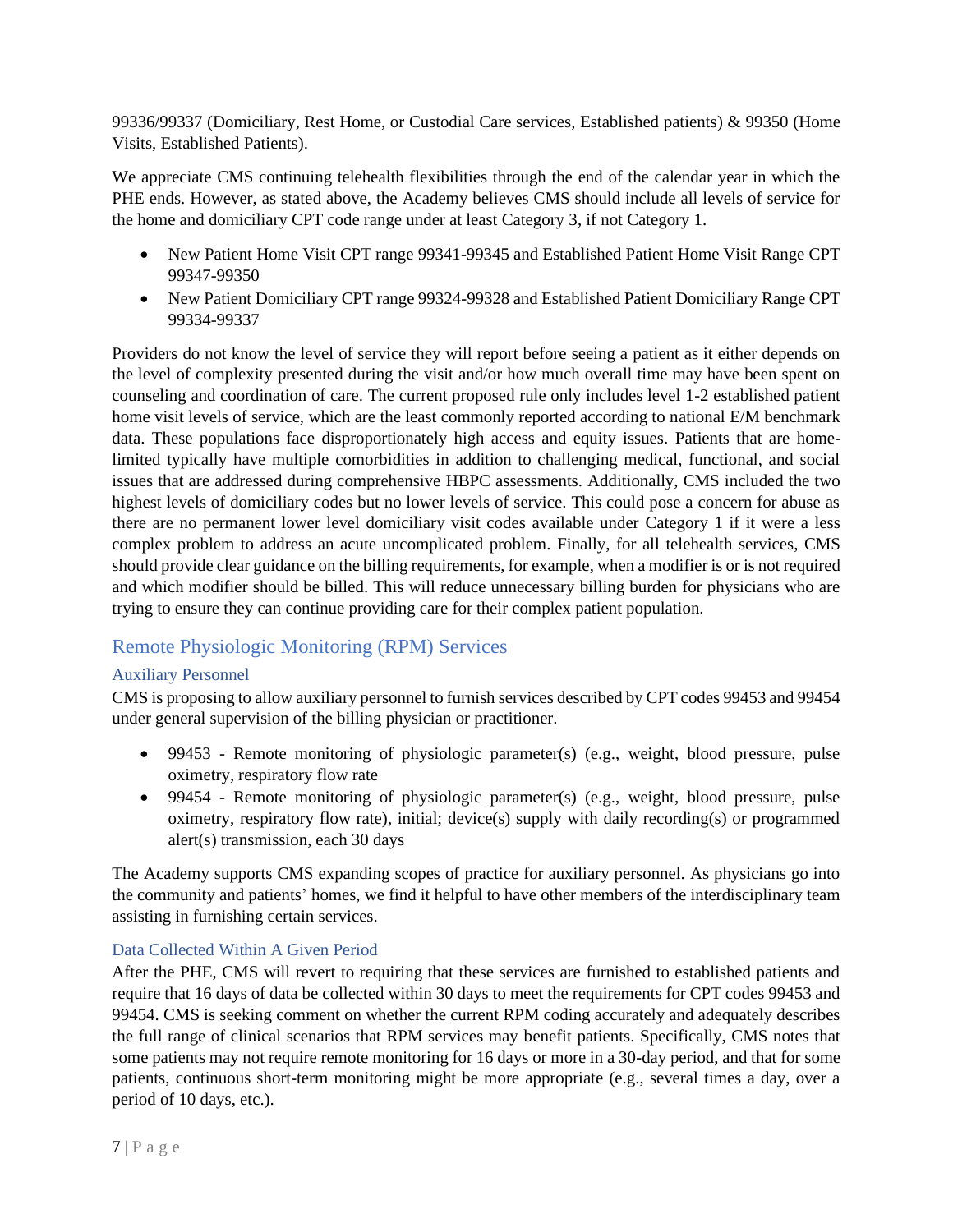99336/99337 (Domiciliary, Rest Home, or Custodial Care services, Established patients) & 99350 (Home Visits, Established Patients).

We appreciate CMS continuing telehealth flexibilities through the end of the calendar year in which the PHE ends. However, as stated above, the Academy believes CMS should include all levels of service for the home and domiciliary CPT code range under at least Category 3, if not Category 1.

- New Patient Home Visit CPT range 99341-99345 and Established Patient Home Visit Range CPT 99347-99350
- New Patient Domiciliary CPT range 99324-99328 and Established Patient Domiciliary Range CPT 99334-99337

Providers do not know the level of service they will report before seeing a patient as it either depends on the level of complexity presented during the visit and/or how much overall time may have been spent on counseling and coordination of care. The current proposed rule only includes level 1-2 established patient home visit levels of service, which are the least commonly reported according to national E/M benchmark data. These populations face disproportionately high access and equity issues. Patients that are home-limited typically have multiple comorbidities in addition to challenging medical, functional, and social issues that are addressed during comprehensive HBPC assessments. Additionally, CMS included the two highest levels of domiciliary codes but no lower levels of service. This could pose a concern for abuse as there are no permanent lower level domiciliary visit codes available under Category 1 if it were a less complex problem to address an acute uncomplicated problem. Finally, for all telehealth services, CMS should provide clear guidance on the billing requirements, for example, when a modifier is or is not required and which modifier should be billed. This will reduce unnecessary billing burden for physicians who are trying to ensure they can continue providing care for their complex patient population.

## Remote Physiologic Monitoring (RPM) Services

### Auxiliary Personnel

CMS is proposing to allow auxiliary personnel to furnish services described by CPT codes 99453 and 99454 under general supervision of the billing physician or practitioner.

- 99453 - Remote monitoring of physiologic parameter(s) (e.g., weight, blood pressure, pulse oximetry, respiratory flow rate
- 99454 - Remote monitoring of physiologic parameter(s) (e.g., weight, blood pressure, pulse oximetry, respiratory flow rate), initial; device(s) supply with daily recording(s) or programmed alert(s) transmission, each 30 days

The Academy supports CMS expanding scopes of practice for auxiliary personnel. As physicians go into the community and patients' homes, we find it helpful to have other members of the interdisciplinary team assisting in furnishing certain services.

### Data Collected Within A Given Period

After the PHE, CMS will revert to requiring that these services are furnished to established patients and require that 16 days of data be collected within 30 days to meet the requirements for CPT codes 99453 and 99454. CMS is seeking comment on whether the current RPM coding accurately and adequately describes the full range of clinical scenarios that RPM services may benefit patients. Specifically, CMS notes that some patients may not require remote monitoring for 16 days or more in a 30-day period, and that for some patients, continuous short-term monitoring might be more appropriate (e.g., several times a day, over a period of 10 days, etc.).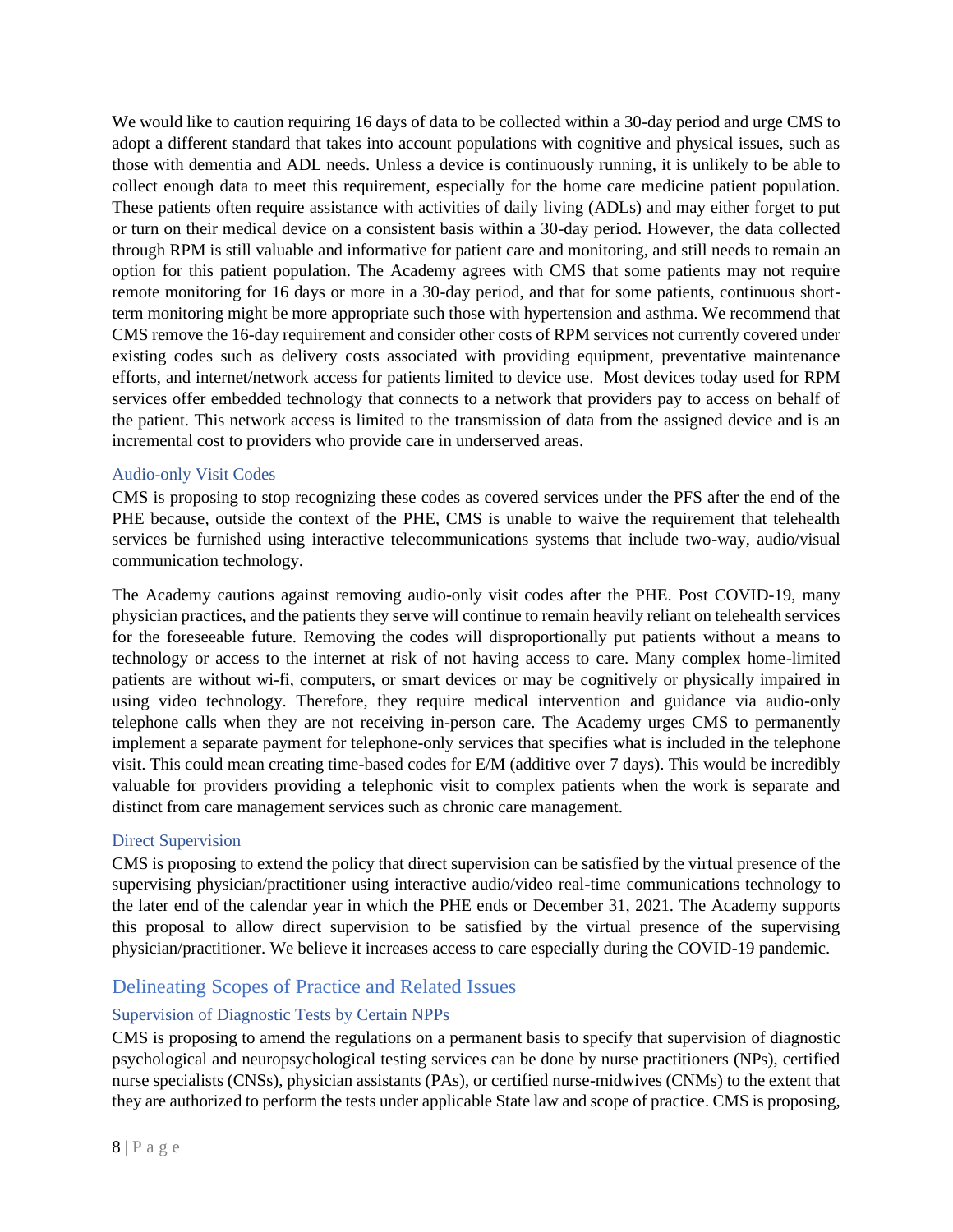We would like to caution requiring 16 days of data to be collected within a 30-day period and urge CMS to adopt a different standard that takes into account populations with cognitive and physical issues, such as those with dementia and ADL needs. Unless a device is continuously running, it is unlikely to be able to collect enough data to meet this requirement, especially for the home care medicine patient population. These patients often require assistance with activities of daily living (ADLs) and may either forget to put or turn on their medical device on a consistent basis within a 30-day period. However, the data collected through RPM is still valuable and informative for patient care and monitoring, and still needs to remain an option for this patient population. The Academy agrees with CMS that some patients may not require remote monitoring for 16 days or more in a 30-day period, and that for some patients, continuous short-term monitoring might be more appropriate such those with hypertension and asthma. We recommend that CMS remove the 16-day requirement and consider other costs of RPM services not currently covered under existing codes such as delivery costs associated with providing equipment, preventative maintenance efforts, and internet/network access for patients limited to device use. Most devices today used for RPM services offer embedded technology that connects to a network that providers pay to access on behalf of the patient. This network access is limited to the transmission of data from the assigned device and is an incremental cost to providers who provide care in underserved areas.

### Audio-only Visit Codes

CMS is proposing to stop recognizing these codes as covered services under the PFS after the end of the PHE because, outside the context of the PHE, CMS is unable to waive the requirement that telehealth services be furnished using interactive telecommunications systems that include two-way, audio/visual communication technology.

The Academy cautions against removing audio-only visit codes after the PHE. Post COVID-19, many physician practices, and the patients they serve will continue to remain heavily reliant on telehealth services for the foreseeable future. Removing the codes will disproportionally put patients without a means to technology or access to the internet at risk of not having access to care. Many complex home-limited patients are without wi-fi, computers, or smart devices or may be cognitively or physically impaired in using video technology. Therefore, they require medical intervention and guidance via audio-only telephone calls when they are not receiving in-person care. The Academy urges CMS to permanently implement a separate payment for telephone-only services that specifies what is included in the telephone visit. This could mean creating time-based codes for E/M (additive over 7 days). This would be incredibly valuable for providers providing a telephonic visit to complex patients when the work is separate and distinct from care management services such as chronic care management.

### Direct Supervision

CMS is proposing to extend the policy that direct supervision can be satisfied by the virtual presence of the supervising physician/practitioner using interactive audio/video real-time communications technology to the later end of the calendar year in which the PHE ends or December 31, 2021. The Academy supports this proposal to allow direct supervision to be satisfied by the virtual presence of the supervising physician/practitioner. We believe it increases access to care especially during the COVID-19 pandemic.

## Delineating Scopes of Practice and Related Issues

### Supervision of Diagnostic Tests by Certain NPPs

CMS is proposing to amend the regulations on a permanent basis to specify that supervision of diagnostic psychological and neuropsychological testing services can be done by nurse practitioners (NPs), certified nurse specialists (CNSs), physician assistants (PAs), or certified nurse-midwives (CNMs) to the extent that they are authorized to perform the tests under applicable State law and scope of practice. CMS is proposing,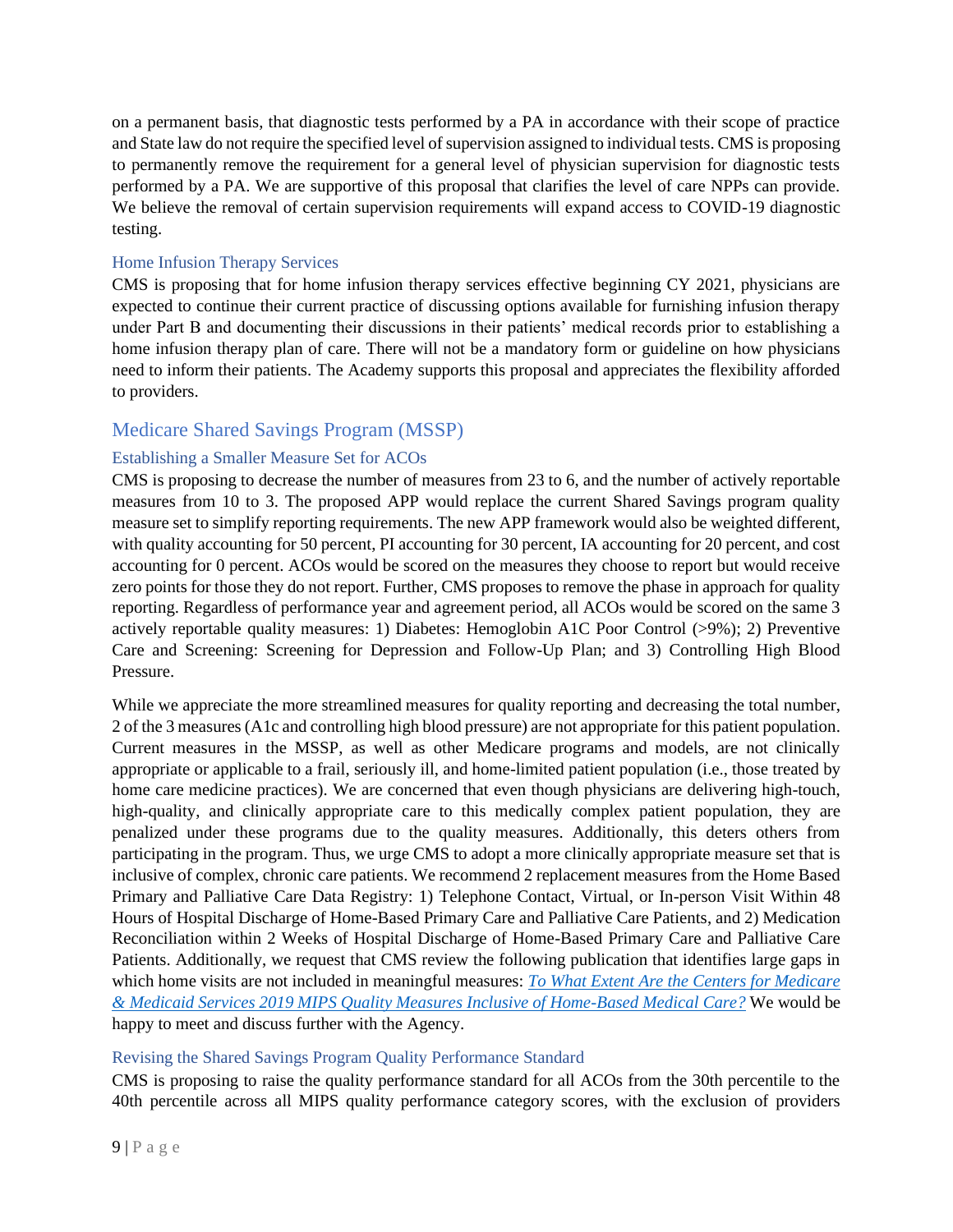on a permanent basis, that diagnostic tests performed by a PA in accordance with their scope of practice and State law do not require the specified level of supervision assigned to individual tests. CMS is proposing to permanently remove the requirement for a general level of physician supervision for diagnostic tests performed by a PA. We are supportive of this proposal that clarifies the level of care NPPs can provide. We believe the removal of certain supervision requirements will expand access to COVID-19 diagnostic testing.

### Home Infusion Therapy Services

CMS is proposing that for home infusion therapy services effective beginning CY 2021, physicians are expected to continue their current practice of discussing options available for furnishing infusion therapy under Part B and documenting their discussions in their patients' medical records prior to establishing a home infusion therapy plan of care. There will not be a mandatory form or guideline on how physicians need to inform their patients. The Academy supports this proposal and appreciates the flexibility afforded to providers.

## Medicare Shared Savings Program (MSSP)

### Establishing a Smaller Measure Set for ACOs

CMS is proposing to decrease the number of measures from 23 to 6, and the number of actively reportable measures from 10 to 3. The proposed APP would replace the current Shared Savings program quality measure set to simplify reporting requirements. The new APP framework would also be weighted different, with quality accounting for 50 percent, PI accounting for 30 percent, IA accounting for 20 percent, and cost accounting for 0 percent. ACOs would be scored on the measures they choose to report but would receive zero points for those they do not report. Further, CMS proposes to remove the phase in approach for quality reporting. Regardless of performance year and agreement period, all ACOs would be scored on the same 3 actively reportable quality measures: 1) Diabetes: Hemoglobin A1C Poor Control (>9%); 2) Preventive Care and Screening: Screening for Depression and Follow-Up Plan; and 3) Controlling High Blood Pressure.

While we appreciate the more streamlined measures for quality reporting and decreasing the total number, 2 of the 3 measures (A1c and controlling high blood pressure) are not appropriate for this patient population. Current measures in the MSSP, as well as other Medicare programs and models, are not clinically appropriate or applicable to a frail, seriously ill, and home-limited patient population (i.e., those treated by home care medicine practices). We are concerned that even though physicians are delivering high-touch, high-quality, and clinically appropriate care to this medically complex patient population, they are penalized under these programs due to the quality measures. Additionally, this deters others from participating in the program. Thus, we urge CMS to adopt a more clinically appropriate measure set that is inclusive of complex, chronic care patients. We recommend 2 replacement measures from the Home Based Primary and Palliative Care Data Registry: 1) Telephone Contact, Virtual, or In-person Visit Within 48 Hours of Hospital Discharge of Home-Based Primary Care and Palliative Care Patients, and 2) Medication Reconciliation within 2 Weeks of Hospital Discharge of Home-Based Primary Care and Palliative Care Patients. Additionally, we request that CMS review the following publication that identifies large gaps in which home visits are not included in meaningful measures: *To What Extent Are the Centers for Medicare & Medicaid Services 2019 MIPS Quality Measures Inclusive of Home-Based Medical Care?* We would be happy to meet and discuss further with the Agency.

### Revising the Shared Savings Program Quality Performance Standard

CMS is proposing to raise the quality performance standard for all ACOs from the 30th percentile to the 40th percentile across all MIPS quality performance category scores, with the exclusion of providers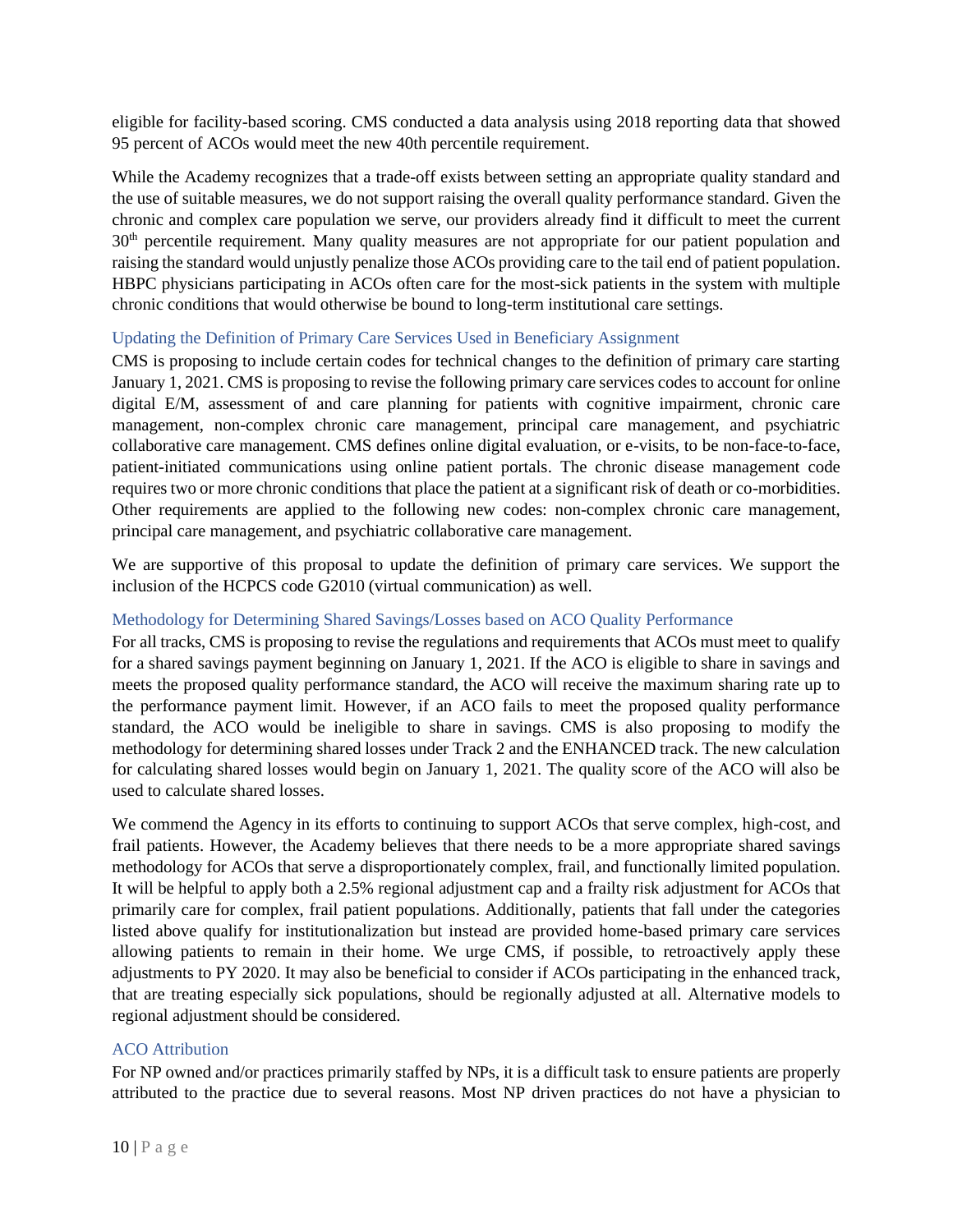eligible for facility-based scoring. CMS conducted a data analysis using 2018 reporting data that showed 95 percent of ACOs would meet the new 40th percentile requirement.

While the Academy recognizes that a trade-off exists between setting an appropriate quality standard and the use of suitable measures, we do not support raising the overall quality performance standard. Given the chronic and complex care population we serve, our providers already find it difficult to meet the current 30th percentile requirement. Many quality measures are not appropriate for our patient population and raising the standard would unjustly penalize those ACOs providing care to the tail end of patient population. HBPC physicians participating in ACOs often care for the most-sick patients in the system with multiple chronic conditions that would otherwise be bound to long-term institutional care settings.

### Updating the Definition of Primary Care Services Used in Beneficiary Assignment

CMS is proposing to include certain codes for technical changes to the definition of primary care starting January 1, 2021. CMS is proposing to revise the following primary care services codes to account for online digital E/M, assessment of and care planning for patients with cognitive impairment, chronic care management, non-complex chronic care management, principal care management, and psychiatric collaborative care management. CMS defines online digital evaluation, or e-visits, to be non-face-to-face, patient-initiated communications using online patient portals. The chronic disease management code requires two or more chronic conditions that place the patient at a significant risk of death or co-morbidities. Other requirements are applied to the following new codes: non-complex chronic care management, principal care management, and psychiatric collaborative care management.

We are supportive of this proposal to update the definition of primary care services. We support the inclusion of the HCPCS code G2010 (virtual communication) as well.

### Methodology for Determining Shared Savings/Losses based on ACO Quality Performance

For all tracks, CMS is proposing to revise the regulations and requirements that ACOs must meet to qualify for a shared savings payment beginning on January 1, 2021. If the ACO is eligible to share in savings and meets the proposed quality performance standard, the ACO will receive the maximum sharing rate up to the performance payment limit. However, if an ACO fails to meet the proposed quality performance standard, the ACO would be ineligible to share in savings. CMS is also proposing to modify the methodology for determining shared losses under Track 2 and the ENHANCED track. The new calculation for calculating shared losses would begin on January 1, 2021. The quality score of the ACO will also be used to calculate shared losses.

We commend the Agency in its efforts to continuing to support ACOs that serve complex, high-cost, and frail patients. However, the Academy believes that there needs to be a more appropriate shared savings methodology for ACOs that serve a disproportionately complex, frail, and functionally limited population. It will be helpful to apply both a 2.5% regional adjustment cap and a frailty risk adjustment for ACOs that primarily care for complex, frail patient populations. Additionally, patients that fall under the categories listed above qualify for institutionalization but instead are provided home-based primary care services allowing patients to remain in their home. We urge CMS, if possible, to retroactively apply these adjustments to PY 2020. It may also be beneficial to consider if ACOs participating in the enhanced track, that are treating especially sick populations, should be regionally adjusted at all. Alternative models to regional adjustment should be considered.

### ACO Attribution

For NP owned and/or practices primarily staffed by NPs, it is a difficult task to ensure patients are properly attributed to the practice due to several reasons. Most NP driven practices do not have a physician to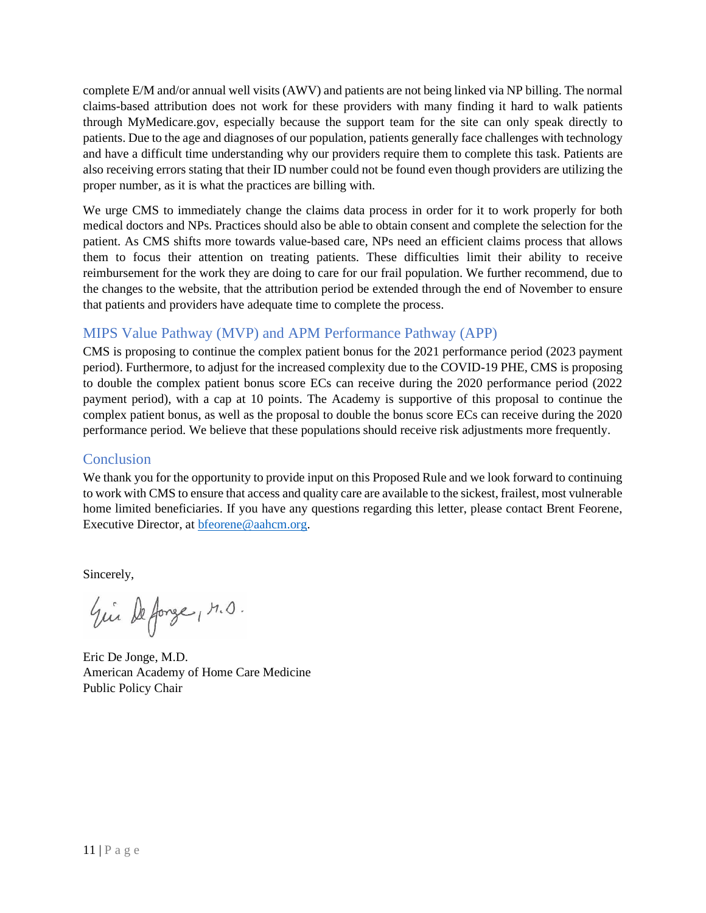complete E/M and/or annual well visits (AWV) and patients are not being linked via NP billing. The normal claims-based attribution does not work for these providers with many finding it hard to walk patients through MyMedicare.gov, especially because the support team for the site can only speak directly to patients. Due to the age and diagnoses of our population, patients generally face challenges with technology and have a difficult time understanding why our providers require them to complete this task. Patients are also receiving errors stating that their ID number could not be found even though providers are utilizing the proper number, as it is what the practices are billing with.

We urge CMS to immediately change the claims data process in order for it to work properly for both medical doctors and NPs. Practices should also be able to obtain consent and complete the selection for the patient. As CMS shifts more towards value-based care, NPs need an efficient claims process that allows them to focus their attention on treating patients. These difficulties limit their ability to receive reimbursement for the work they are doing to care for our frail population. We further recommend, due to the changes to the website, that the attribution period be extended through the end of November to ensure that patients and providers have adequate time to complete the process.

## MIPS Value Pathway (MVP) and APM Performance Pathway (APP)

CMS is proposing to continue the complex patient bonus for the 2021 performance period (2023 payment period). Furthermore, to adjust for the increased complexity due to the COVID-19 PHE, CMS is proposing to double the complex patient bonus score ECs can receive during the 2020 performance period (2022 payment period), with a cap at 10 points. The Academy is supportive of this proposal to continue the complex patient bonus, as well as the proposal to double the bonus score ECs can receive during the 2020 performance period. We believe that these populations should receive risk adjustments more frequently.

## Conclusion

We thank you for the opportunity to provide input on this Proposed Rule and we look forward to continuing to work with CMS to ensure that access and quality care are available to the sickest, frailest, most vulnerable home limited beneficiaries. If you have any questions regarding this letter, please contact Brent Feorene, Executive Director, at [bfeorene@aahcm.org](mailto:bfeorene@aahcm.org).

Sincerely,

Eric De Jonge, M.D.
American Academy of Home Care Medicine
Public Policy Chair